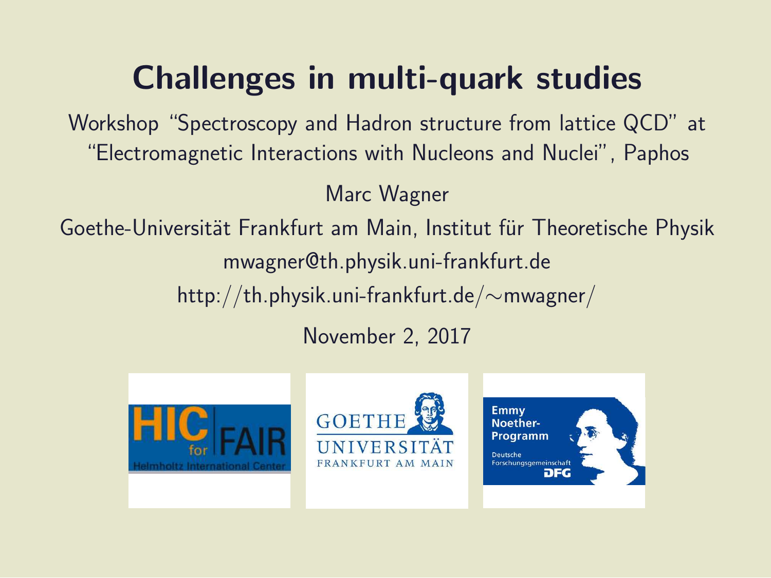# Challenges in multi-quark studies

Workshop "Spectroscopy and Hadron structure from lattice QCD" at "Electromagnetic Interactions with Nucleons and Nuclei", Paphos

Marc Wagner

Goethe-Universität Frankfurt am Main, Institut für Theoretische Physik

mwagner@th.physik.uni-frankfurt.de

http://th.physik.uni-frankfurt.de/∼mwagner/

November 2, 2017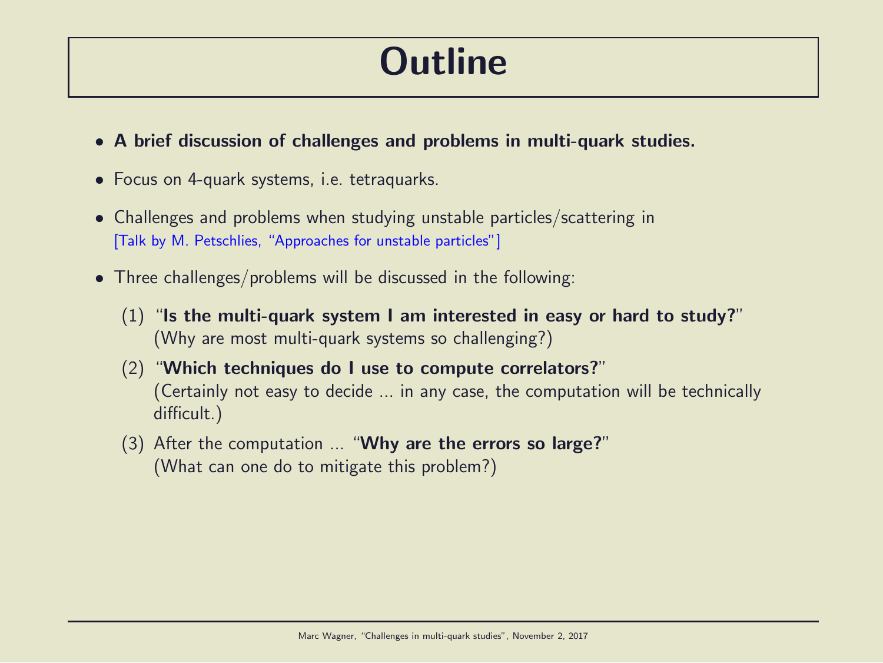# Outline

- **A brief discussion of challenges and problems in multi-quark studies.**
- Focus on 4-quark systems, i.e. tetraquarks.
- Challenges and problems when studying unstable particles/scattering in [Talk by M. Petschlies, "Approaches for unstable particles"]
- Three challenges/problems will be discussed in the following:
  1. "**Is the multi-quark system I am interested in easy or hard to study?**" (Why are most multi-quark systems so challenging?)
  2. "**Which techniques do I use to compute correlators?**" (Certainly not easy to decide ... in any case, the computation will be technically difficult.)
  3. After the computation ... "**Why are the errors so large?**" (What can one do to mitigate this problem?)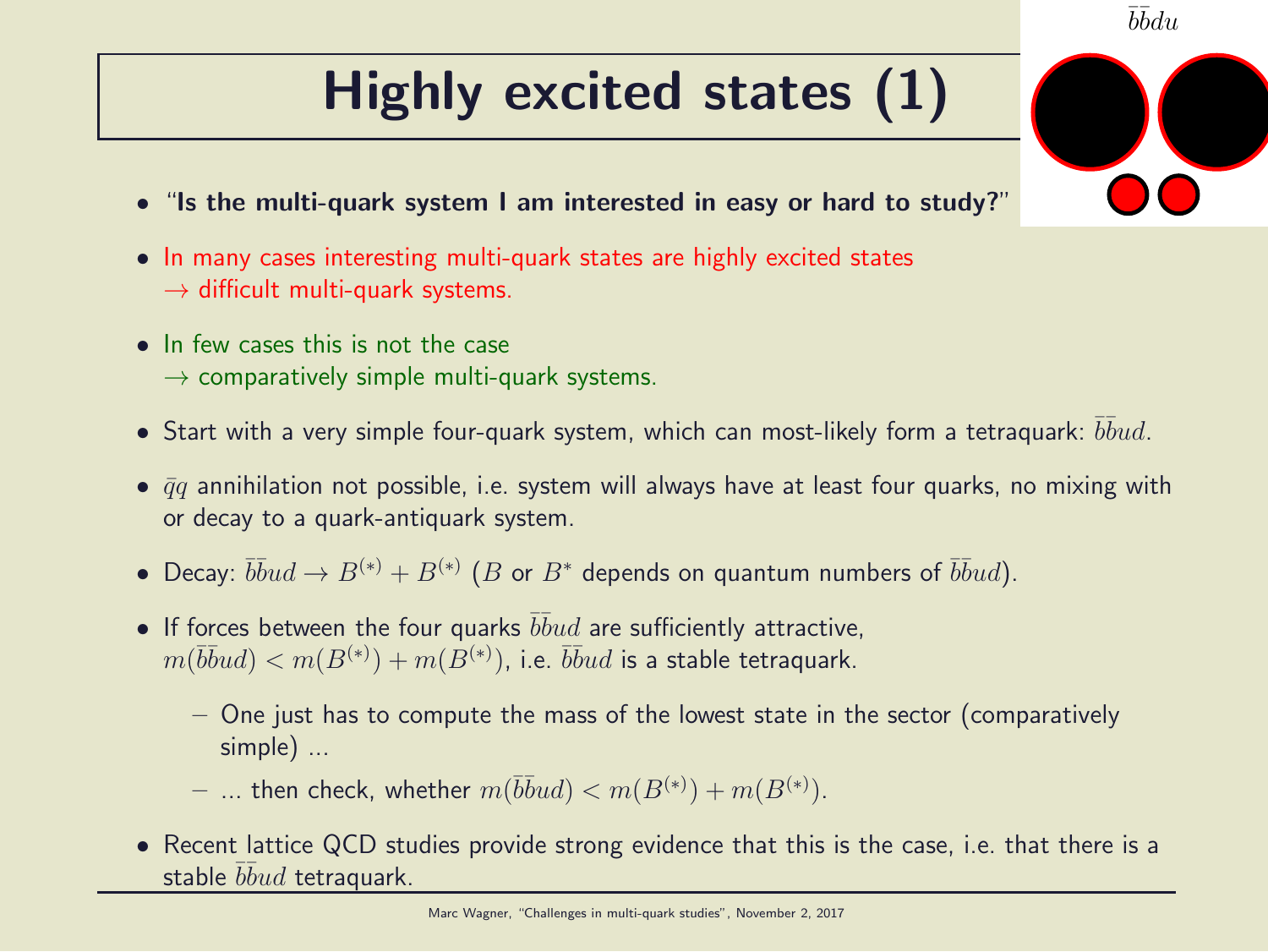# Highly excited states (1)

$\bar{b}\bar{b}du$

- "**Is the multi-quark system I am interested in easy or hard to study?**"
- In many cases interesting multi-quark states are highly excited states
  $\rightarrow$ difficult multi-quark systems.
- In few cases this is not the case
  $\rightarrow$ comparatively simple multi-quark systems.
- Start with a very simple four-quark system, which can most-likely form a tetraquark: $\bar{b}\bar{b}ud$.
- $\bar{q}q$ annihilation not possible, i.e. system will always have at least four quarks, no mixing with or decay to a quark-antiquark system.
- Decay: $\bar{b}\bar{b}ud \rightarrow B^{(*)} + B^{(*)}$ ($B$ or $B^*$ depends on quantum numbers of $\bar{b}\bar{b}ud$).
- If forces between the four quarks $\bar{b}\bar{b}ud$ are sufficiently attractive, $m(\bar{b}\bar{b}ud) < m(B^{(*)}) + m(B^{(*)})$, i.e. $\bar{b}\bar{b}ud$ is a stable tetraquark.
  - One just has to compute the mass of the lowest state in the sector (comparatively simple) ...
  - ... then check, whether $m(\bar{b}\bar{b}ud) < m(B^{(*)}) + m(B^{(*)})$.
- Recent lattice QCD studies provide strong evidence that this is the case, i.e. that there is a stable $\bar{b}\bar{b}ud$ tetraquark.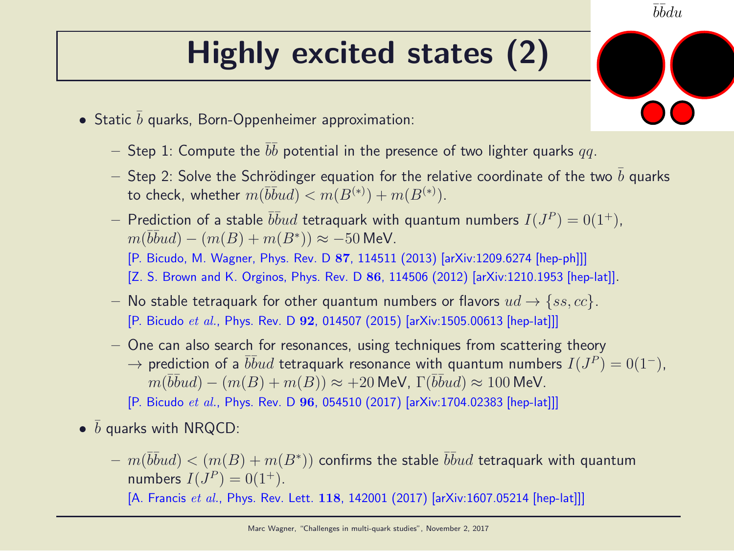# Highly excited states (2)

$\bar{b}\bar{b}du$

- Static $\bar{b}$ quarks, Born-Oppenheimer approximation:
  - Step 1: Compute the $\bar{b}\bar{b}$ potential in the presence of two lighter quarks $qq$.
  - Step 2: Solve the Schrödinger equation for the relative coordinate of the two $\bar{b}$ quarks to check, whether $m(\bar{b}\bar{b}ud) < m(B^{(*)}) + m(B^{(*)})$.
  - Prediction of a stable $\bar{b}\bar{b}ud$ tetraquark with quantum numbers $I(J^P) = 0(1^+)$, $m(\bar{b}\bar{b}ud) - (m(B) + m(B^*)) \approx -50\,\text{MeV}$.
    [P. Bicudo, M. Wagner, Phys. Rev. D **87**, 114511 (2013) [arXiv:1209.6274 [hep-ph]]]
    [Z. S. Brown and K. Orginos, Phys. Rev. D **86**, 114506 (2012) [arXiv:1210.1953 [hep-lat]].
  - No stable tetraquark for other quantum numbers or flavors $ud \rightarrow \{ss, cc\}$.
    [P. Bicudo *et al.*, Phys. Rev. D **92**, 014507 (2015) [arXiv:1505.00613 [hep-lat]]]
  - One can also search for resonances, using techniques from scattering theory
    $\rightarrow$ prediction of a $\bar{b}\bar{b}ud$ tetraquark resonance with quantum numbers $I(J^P) = 0(1^-)$, $m(\bar{b}\bar{b}ud) - (m(B) + m(B)) \approx +20\,\text{MeV}$, $\Gamma(\bar{b}\bar{b}ud) \approx 100\,\text{MeV}$.
    [P. Bicudo *et al.*, Phys. Rev. D **96**, 054510 (2017) [arXiv:1704.02383 [hep-lat]]]
- $\bar{b}$ quarks with NRQCD:
  - $m(\bar{b}\bar{b}ud) < (m(B) + m(B^*))$ confirms the stable $\bar{b}\bar{b}ud$ tetraquark with quantum numbers $I(J^P) = 0(1^+)$.
    [A. Francis *et al.*, Phys. Rev. Lett. **118**, 142001 (2017) [arXiv:1607.05214 [hep-lat]]]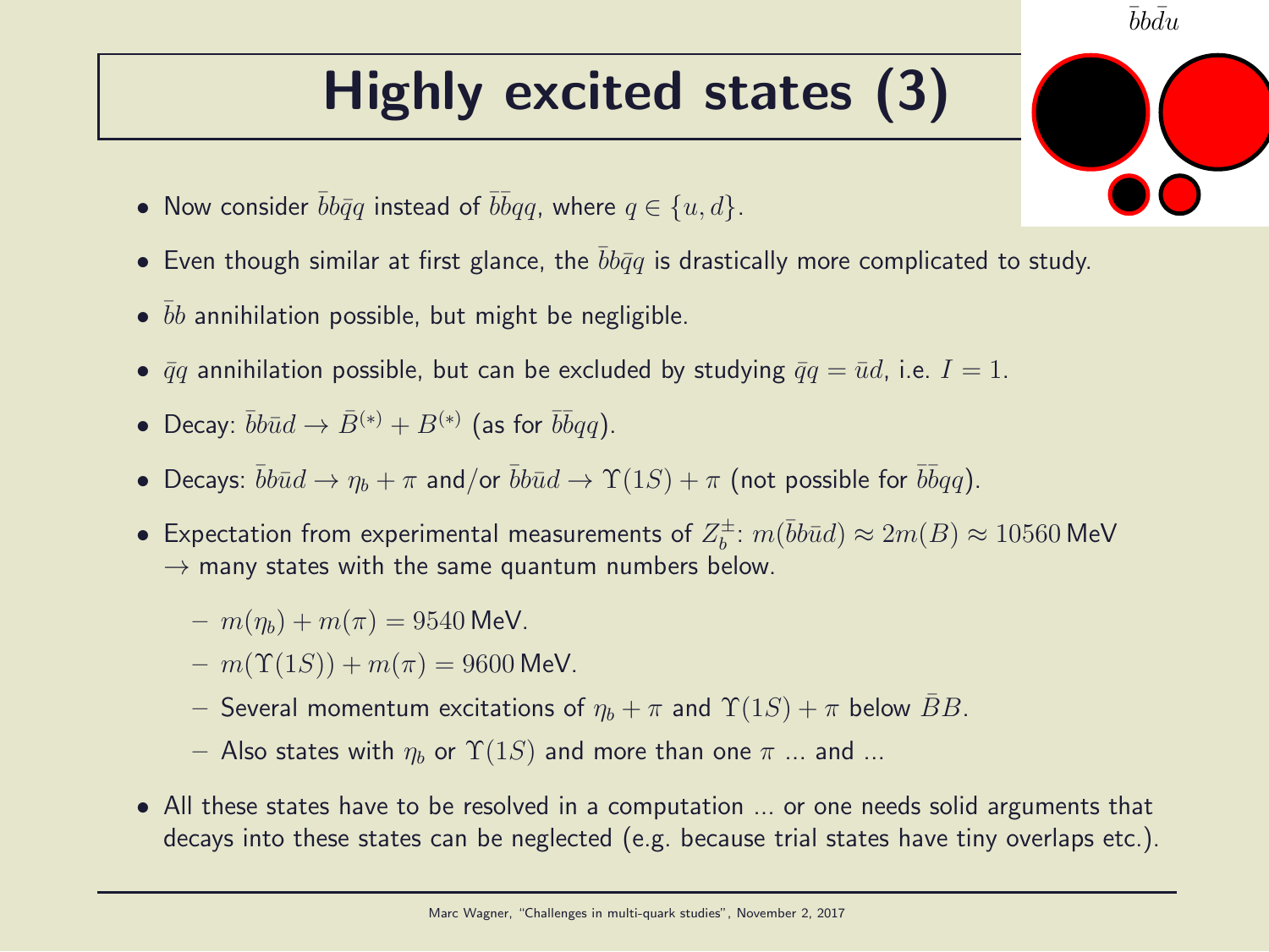# Highly excited states (3)

$\bar{b}b\bar{d}u$

- Now consider $\bar{b}b\bar{q}q$ instead of $\bar{b}\bar{b}qq$, where $q \in \{u, d\}$.
- Even though similar at first glance, the $\bar{b}b\bar{q}q$ is drastically more complicated to study.
- $\bar{b}b$ annihilation possible, but might be negligible.
- $\bar{q}q$ annihilation possible, but can be excluded by studying $\bar{q}q = \bar{u}d$, i.e. $I = 1$.
- Decay: $\bar{b}b\bar{u}d \rightarrow \bar{B}^{(*)} + B^{(*)}$ (as for $\bar{b}\bar{b}qq$).
- Decays: $\bar{b}b\bar{u}d \rightarrow \eta_b + \pi$ and/or $\bar{b}b\bar{u}d \rightarrow \Upsilon(1S) + \pi$ (not possible for $\bar{b}\bar{b}qq$).
- Expectation from experimental measurements of $Z_b^\pm$: $m(\bar{b}b\bar{u}d) \approx 2m(B) \approx 10560$ MeV
  $\rightarrow$ many states with the same quantum numbers below.
  - $m(\eta_b) + m(\pi) = 9540$ MeV.
  - $m(\Upsilon(1S)) + m(\pi) = 9600$ MeV.
  - Several momentum excitations of $\eta_b + \pi$ and $\Upsilon(1S) + \pi$ below $\bar{B}B$.
  - Also states with $\eta_b$ or $\Upsilon(1S)$ and more than one $\pi$ ... and ...
- All these states have to be resolved in a computation ... or one needs solid arguments that decays into these states can be neglected (e.g. because trial states have tiny overlaps etc.).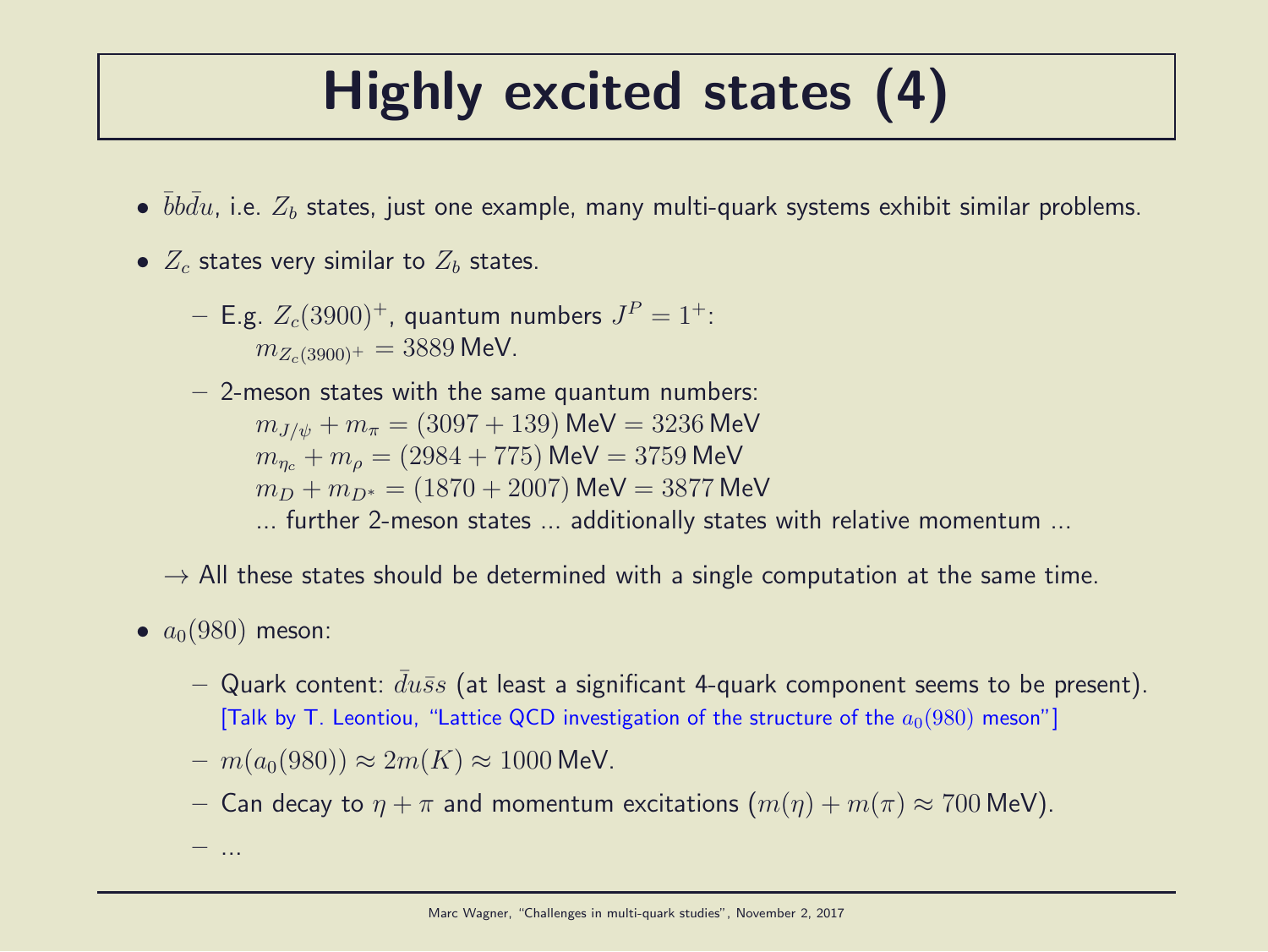# Highly excited states (4)

- $\bar{b}b\bar{d}u$, i.e. $Z_b$ states, just one example, many multi-quark systems exhibit similar problems.
- $Z_c$ states very similar to $Z_b$ states.
  - E.g. $Z_c(3900)^+$, quantum numbers $J^P = 1^+$:
    $m_{Z_c(3900)^+} = 3889\,\text{MeV}$.
  - 2-meson states with the same quantum numbers:
    $m_{J/\psi} + m_\pi = (3097 + 139)\,\text{MeV} = 3236\,\text{MeV}$
    $m_{\eta_c} + m_\rho = (2984 + 775)\,\text{MeV} = 3759\,\text{MeV}$
    $m_D + m_{D^*} = (1870 + 2007)\,\text{MeV} = 3877\,\text{MeV}$
    ... further 2-meson states ... additionally states with relative momentum ...

  $\rightarrow$ All these states should be determined with a single computation at the same time.

- $a_0(980)$ meson:
  - Quark content: $\bar{d}u\bar{s}s$ (at least a significant 4-quark component seems to be present).
    [Talk by T. Leontiou, "Lattice QCD investigation of the structure of the $a_0(980)$ meson"]
  - $m(a_0(980)) \approx 2m(K) \approx 1000\,\text{MeV}$.
  - Can decay to $\eta + \pi$ and momentum excitations ($m(\eta) + m(\pi) \approx 700\,\text{MeV}$).
  - ...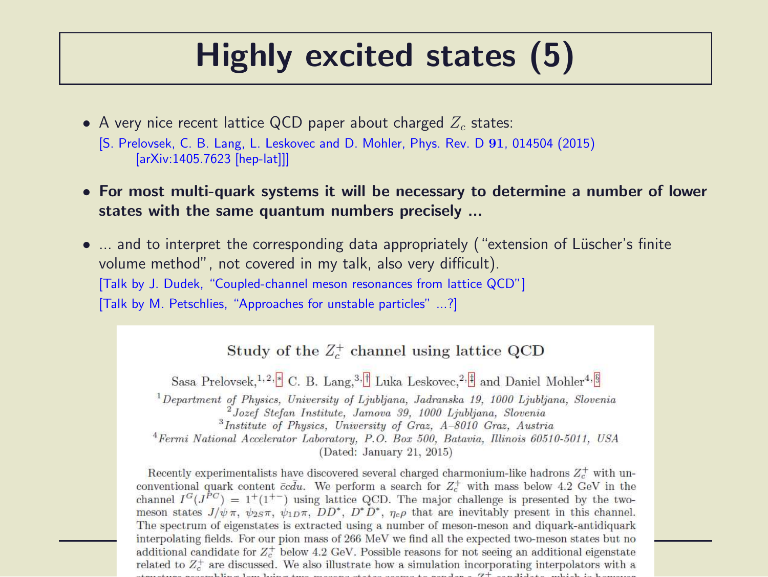# Highly excited states (5)

- A very nice recent lattice QCD paper about charged $Z_c$ states:
  [S. Prelovsek, C. B. Lang, L. Leskovec and D. Mohler, Phys. Rev. D **91**, 014504 (2015) [arXiv:1405.7623 [hep-lat]]]

- **For most multi-quark systems it will be necessary to determine a number of lower states with the same quantum numbers precisely ...**

- ... and to interpret the corresponding data appropriately ("extension of Lüscher's finite volume method", not covered in my talk, also very difficult).
  [Talk by J. Dudek, "Coupled-channel meson resonances from lattice QCD"]
  [Talk by M. Petschlies, "Approaches for unstable particles" ...?]

Study of the $Z_c^+$ channel using lattice QCD

Sasa Prelovsek,[1,2,*] C. B. Lang,[3,†] Luka Leskovec,[2,‡] and Daniel Mohler[4,§]

[1] *Department of Physics, University of Ljubljana, Jadranska 19, 1000 Ljubljana, Slovenia*
[2] *Jozef Stefan Institute, Jamova 39, 1000 Ljubljana, Slovenia*
[3] *Institute of Physics, University of Graz, A–8010 Graz, Austria*
[4] *Fermi National Accelerator Laboratory, P.O. Box 500, Batavia, Illinois 60510-5011, USA*
(Dated: January 21, 2015)

Recently experimentalists have discovered several charged charmonium-like hadrons $Z_c^+$ with unconventional quark content $\bar{c}c\bar{d}u$. We perform a search for $Z_c^+$ with mass below 4.2 GeV in the channel $I^G(J^{PC}) = 1^+(1^{+-})$ using lattice QCD. The major challenge is presented by the two-meson states $J/\psi\,\pi$, $\psi_{2S}\pi$, $\psi_{1D}\pi$, $D\bar{D}^*$, $D^*\bar{D}^*$, $\eta_c\rho$ that are inevitably present in this channel. The spectrum of eigenstates is extracted using a number of meson-meson and diquark-antidiquark interpolating fields. For our pion mass of 266 MeV we find all the expected two-meson states but no additional candidate for $Z_c^+$ below 4.2 GeV. Possible reasons for not seeing an additional eigenstate related to $Z_c^+$ are discussed. We also illustrate how a simulation incorporating interpolators with a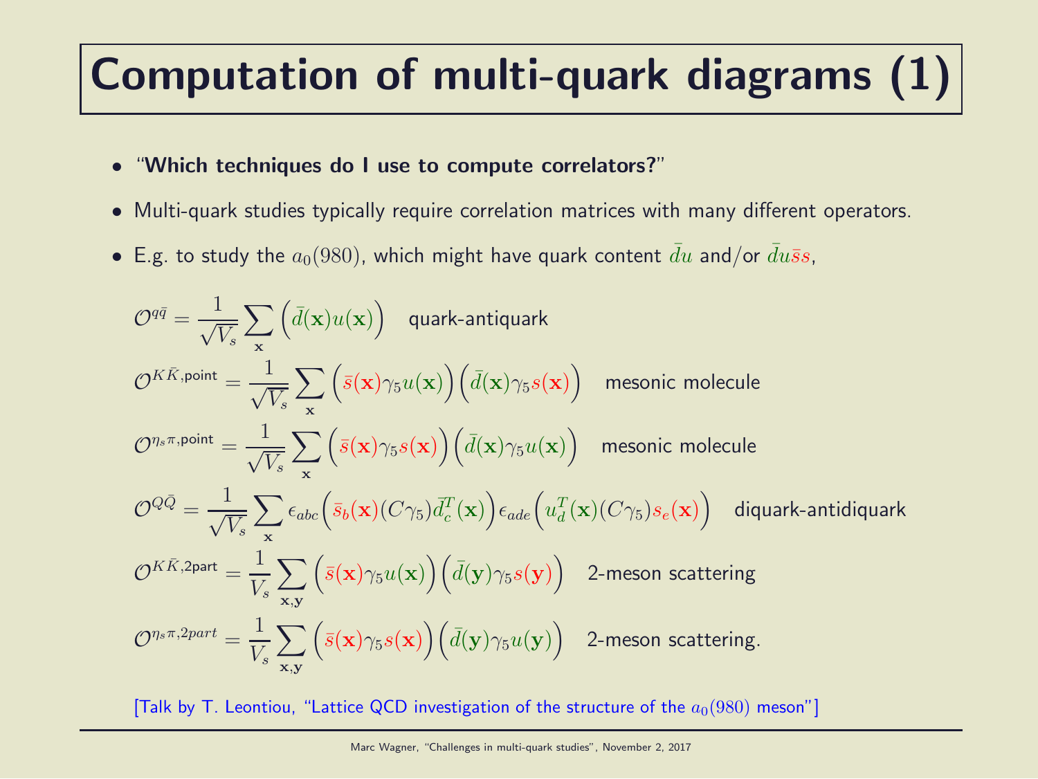# Computation of multi-quark diagrams (1)

- "**Which techniques do I use to compute correlators?**"
- Multi-quark studies typically require correlation matrices with many different operators.
- E.g. to study the $a_0(980)$, which might have quark content $\bar{d}u$ and/or $\bar{d}u\bar{s}s$,

$$\mathcal{O}^{q\bar{q}} = \frac{1}{\sqrt{V_s}} \sum_{\mathbf{x}} \Big(\bar{d}(\mathbf{x})u(\mathbf{x})\Big) \quad \text{quark-antiquark}$$

$$\mathcal{O}^{K\bar{K},\text{point}} = \frac{1}{\sqrt{V_s}} \sum_{\mathbf{x}} \Big(\bar{s}(\mathbf{x})\gamma_5 u(\mathbf{x})\Big)\Big(\bar{d}(\mathbf{x})\gamma_5 s(\mathbf{x})\Big) \quad \text{mesonic molecule}$$

$$\mathcal{O}^{\eta_s\pi,\text{point}} = \frac{1}{\sqrt{V_s}} \sum_{\mathbf{x}} \Big(\bar{s}(\mathbf{x})\gamma_5 s(\mathbf{x})\Big)\Big(\bar{d}(\mathbf{x})\gamma_5 u(\mathbf{x})\Big) \quad \text{mesonic molecule}$$

$$\mathcal{O}^{Q\bar{Q}} = \frac{1}{\sqrt{V_s}} \sum_{\mathbf{x}} \epsilon_{abc}\Big(\bar{s}_b(\mathbf{x})(C\gamma_5)\bar{d}_c^T(\mathbf{x})\Big)\epsilon_{ade}\Big(u_d^T(\mathbf{x})(C\gamma_5)s_e(\mathbf{x})\Big) \quad \text{diquark-antidiquark}$$

$$\mathcal{O}^{K\bar{K},\text{2part}} = \frac{1}{V_s} \sum_{\mathbf{x},\mathbf{y}} \Big(\bar{s}(\mathbf{x})\gamma_5 u(\mathbf{x})\Big)\Big(\bar{d}(\mathbf{y})\gamma_5 s(\mathbf{y})\Big) \quad \text{2-meson scattering}$$

$$\mathcal{O}^{\eta_s\pi,2part} = \frac{1}{V_s} \sum_{\mathbf{x},\mathbf{y}} \Big(\bar{s}(\mathbf{x})\gamma_5 s(\mathbf{x})\Big)\Big(\bar{d}(\mathbf{y})\gamma_5 u(\mathbf{y})\Big) \quad \text{2-meson scattering.}$$

[Talk by T. Leontiou, "Lattice QCD investigation of the structure of the $a_0(980)$ meson"]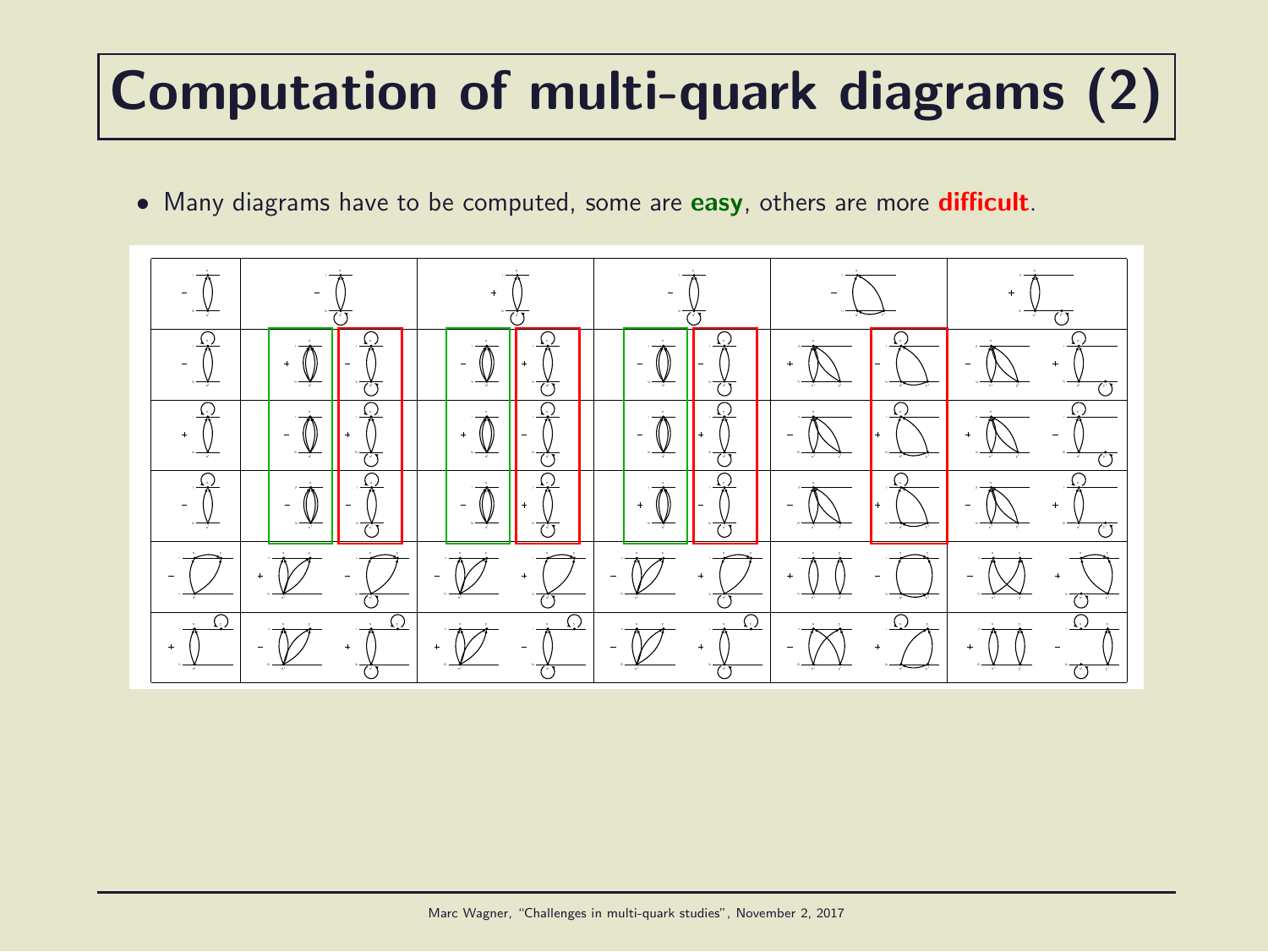# Computation of multi-quark diagrams (2)

- Many diagrams have to be computed, some are **easy**, others are more **difficult**.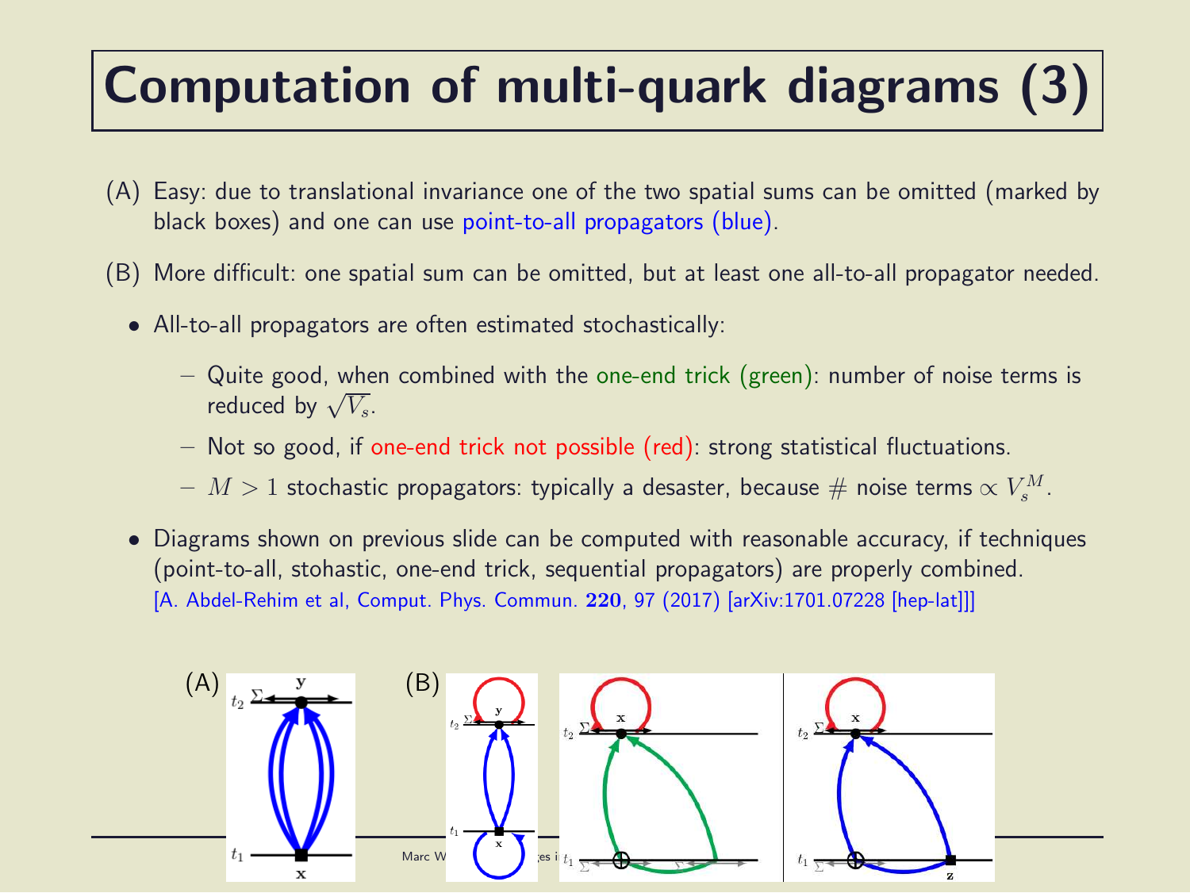# Computation of multi-quark diagrams (3)

(A) Easy: due to translational invariance one of the two spatial sums can be omitted (marked by black boxes) and one can use point-to-all propagators (blue).

(B) More difficult: one spatial sum can be omitted, but at least one all-to-all propagator needed.

- All-to-all propagators are often estimated stochastically:
  - Quite good, when combined with the one-end trick (green): number of noise terms is reduced by $\sqrt{V_s}$.
  - Not so good, if one-end trick not possible (red): strong statistical fluctuations.
  - $M > 1$ stochastic propagators: typically a desaster, because $\#$ noise terms $\propto V_s^M$.
- Diagrams shown on previous slide can be computed with reasonable accuracy, if techniques (point-to-all, stohastic, one-end trick, sequential propagators) are properly combined. [A. Abdel-Rehim et al, Comput. Phys. Commun. **220**, 97 (2017) [arXiv:1701.07228 [hep-lat]]]

(A)

(B)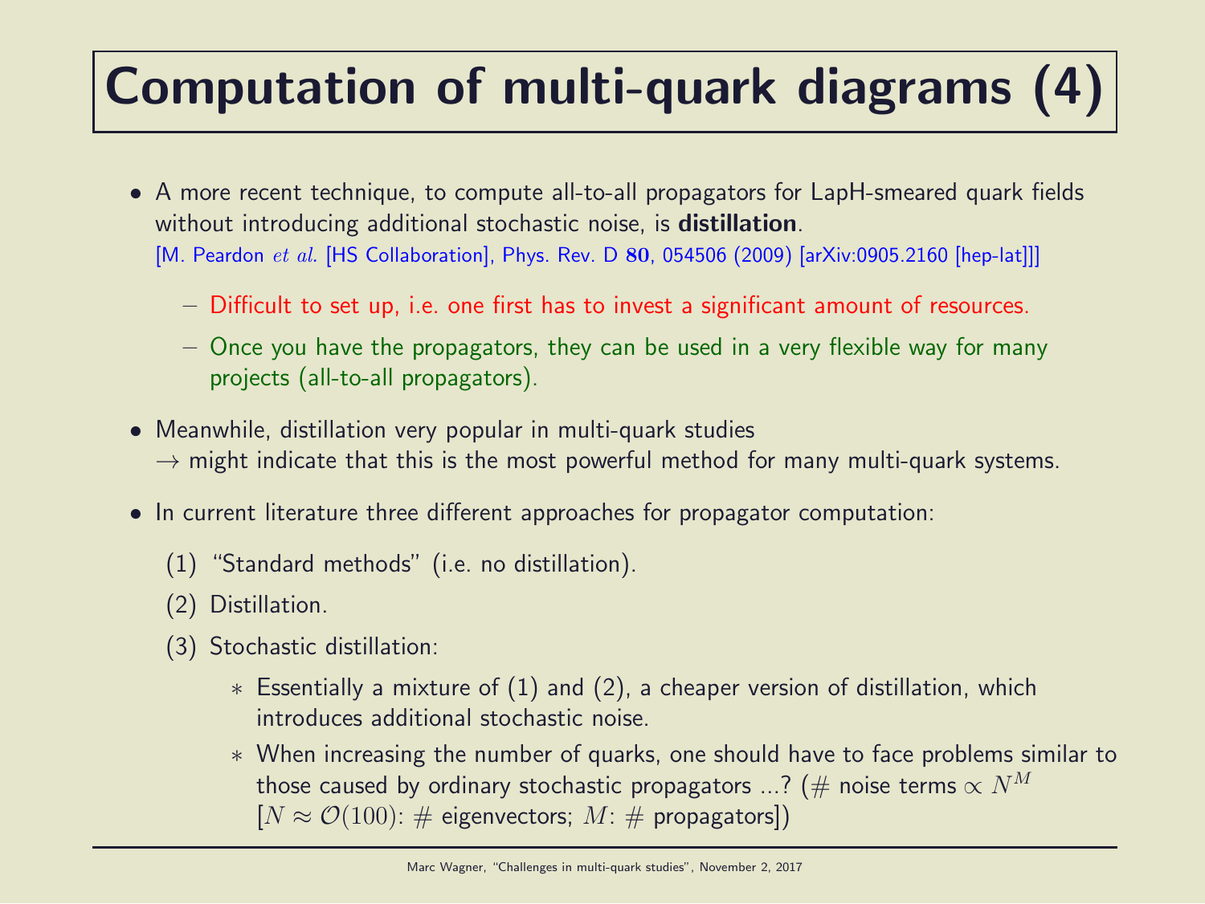# Computation of multi-quark diagrams (4)

- A more recent technique, to compute all-to-all propagators for LapH-smeared quark fields without introducing additional stochastic noise, is **distillation**.
  [M. Peardon *et al.* [HS Collaboration], Phys. Rev. D **80**, 054506 (2009) [arXiv:0905.2160 [hep-lat]]]
  - Difficult to set up, i.e. one first has to invest a significant amount of resources.
  - Once you have the propagators, they can be used in a very flexible way for many projects (all-to-all propagators).
- Meanwhile, distillation very popular in multi-quark studies
  $\rightarrow$ might indicate that this is the most powerful method for many multi-quark systems.
- In current literature three different approaches for propagator computation:
  (1) "Standard methods" (i.e. no distillation).
  (2) Distillation.
  (3) Stochastic distillation:
    * Essentially a mixture of (1) and (2), a cheaper version of distillation, which introduces additional stochastic noise.
    * When increasing the number of quarks, one should have to face problems similar to those caused by ordinary stochastic propagators ...? (# noise terms $\propto N^M$ [$N \approx \mathcal{O}(100)$: # eigenvectors; $M$: # propagators])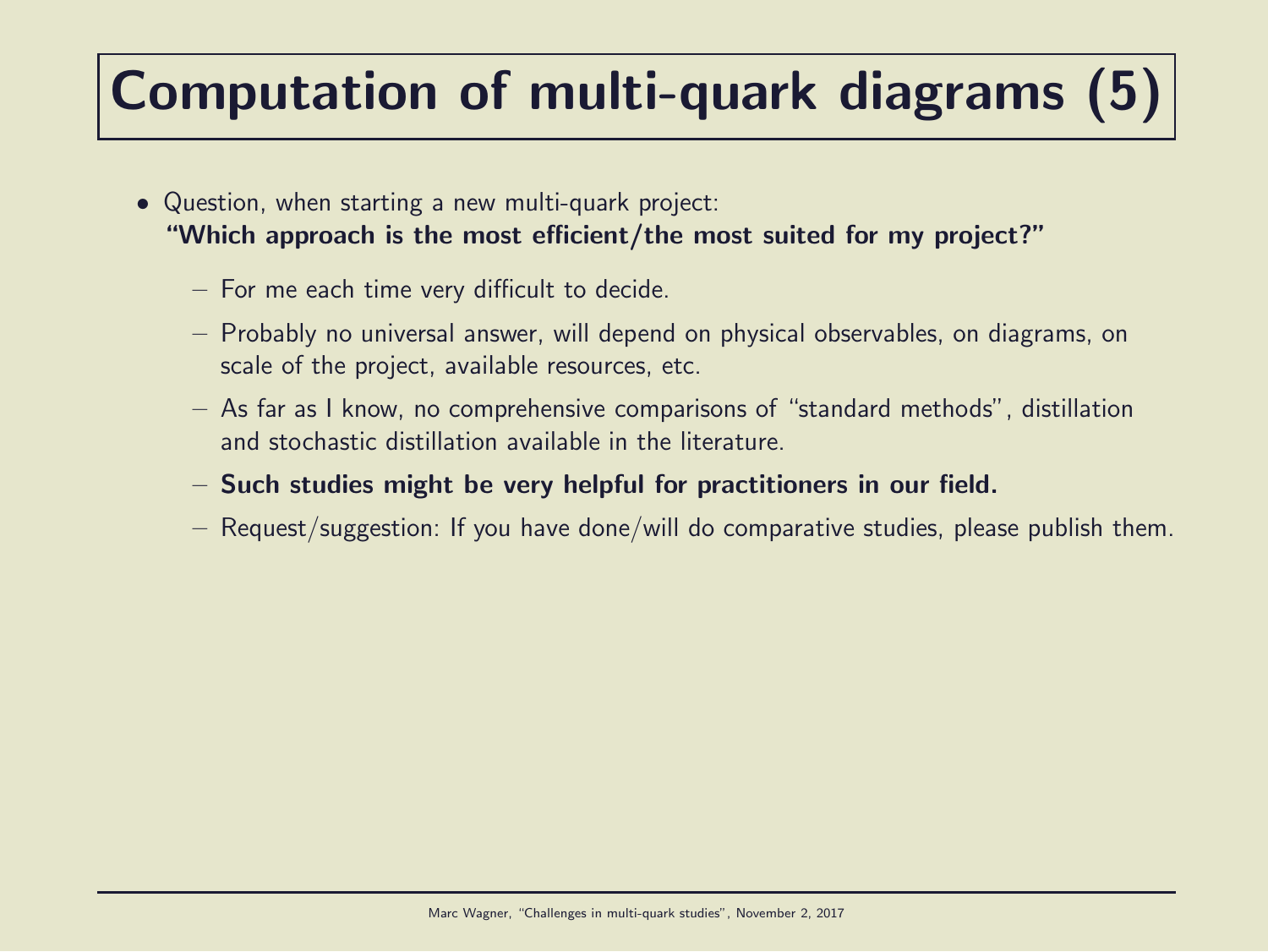# Computation of multi-quark diagrams (5)

- Question, when starting a new multi-quark project:
  **"Which approach is the most efficient/the most suited for my project?"**
  - For me each time very difficult to decide.
  - Probably no universal answer, will depend on physical observables, on diagrams, on scale of the project, available resources, etc.
  - As far as I know, no comprehensive comparisons of "standard methods", distillation and stochastic distillation available in the literature.
  - **Such studies might be very helpful for practitioners in our field.**
  - Request/suggestion: If you have done/will do comparative studies, please publish them.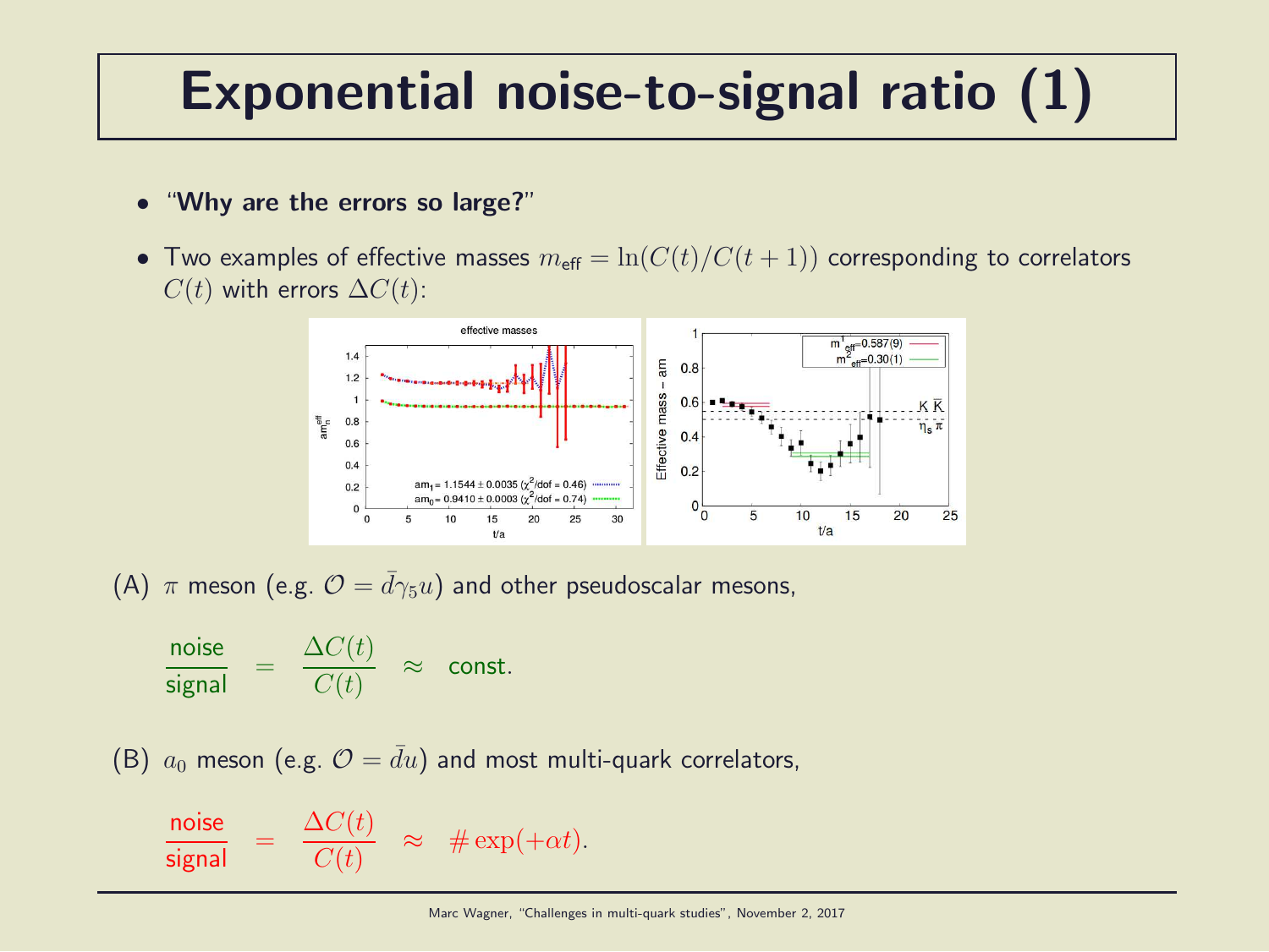# Exponential noise-to-signal ratio (1)

- "**Why are the errors so large?**"
- Two examples of effective masses $m_{\text{eff}} = \ln(C(t)/C(t+1))$ corresponding to correlators $C(t)$ with errors $\Delta C(t)$:

(A) $\pi$ meson (e.g. $\mathcal{O} = \bar{d}\gamma_5 u$) and other pseudoscalar mesons,

$$\frac{\text{noise}}{\text{signal}} = \frac{\Delta C(t)}{C(t)} \approx \text{const.}$$

(B) $a_0$ meson (e.g. $\mathcal{O} = \bar{d}u$) and most multi-quark correlators,

$$\frac{\text{noise}}{\text{signal}} = \frac{\Delta C(t)}{C(t)} \approx \# \exp(+\alpha t).$$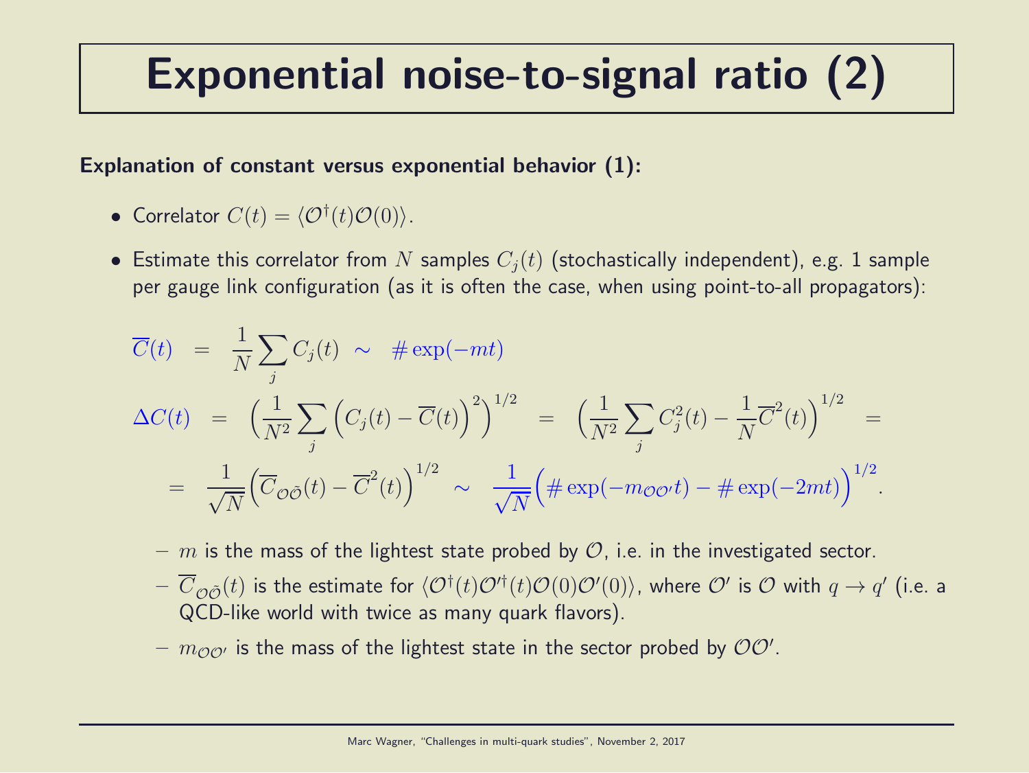# Exponential noise-to-signal ratio (2)

**Explanation of constant versus exponential behavior (1):**

- Correlator $C(t) = \langle \mathcal{O}^\dagger(t)\mathcal{O}(0)\rangle$.
- Estimate this correlator from $N$ samples $C_j(t)$ (stochastically independent), e.g. 1 sample per gauge link configuration (as it is often the case, when using point-to-all propagators):

$$\overline{C}(t) \; = \; \frac{1}{N}\sum_j C_j(t) \; \sim \; \# \exp(-mt)$$

$$\Delta C(t) \; = \; \bigg(\frac{1}{N^2}\sum_j \Big(C_j(t) - \overline{C}(t)\Big)^2\bigg)^{1/2} \; = \; \bigg(\frac{1}{N^2}\sum_j C_j^2(t) - \frac{1}{N}\overline{C}^2(t)\bigg)^{1/2} \; =$$

$$= \; \frac{1}{\sqrt{N}}\Big(\overline{C}_{\mathcal{O}\tilde{\mathcal{O}}}(t) - \overline{C}^2(t)\Big)^{1/2} \; \sim \; \frac{1}{\sqrt{N}}\Big(\# \exp(-m_{\mathcal{O}\mathcal{O}'}t) - \# \exp(-2mt)\Big)^{1/2}.$$

  - $m$ is the mass of the lightest state probed by $\mathcal{O}$, i.e. in the investigated sector.
  - $\overline{C}_{\mathcal{O}\tilde{\mathcal{O}}}(t)$ is the estimate for $\langle \mathcal{O}^\dagger(t)\mathcal{O}'^\dagger(t)\mathcal{O}(0)\mathcal{O}'(0)\rangle$, where $\mathcal{O}'$ is $\mathcal{O}$ with $q \rightarrow q'$ (i.e. a QCD-like world with twice as many quark flavors).
  - $m_{\mathcal{O}\mathcal{O}'}$ is the mass of the lightest state in the sector probed by $\mathcal{O}\mathcal{O}'$.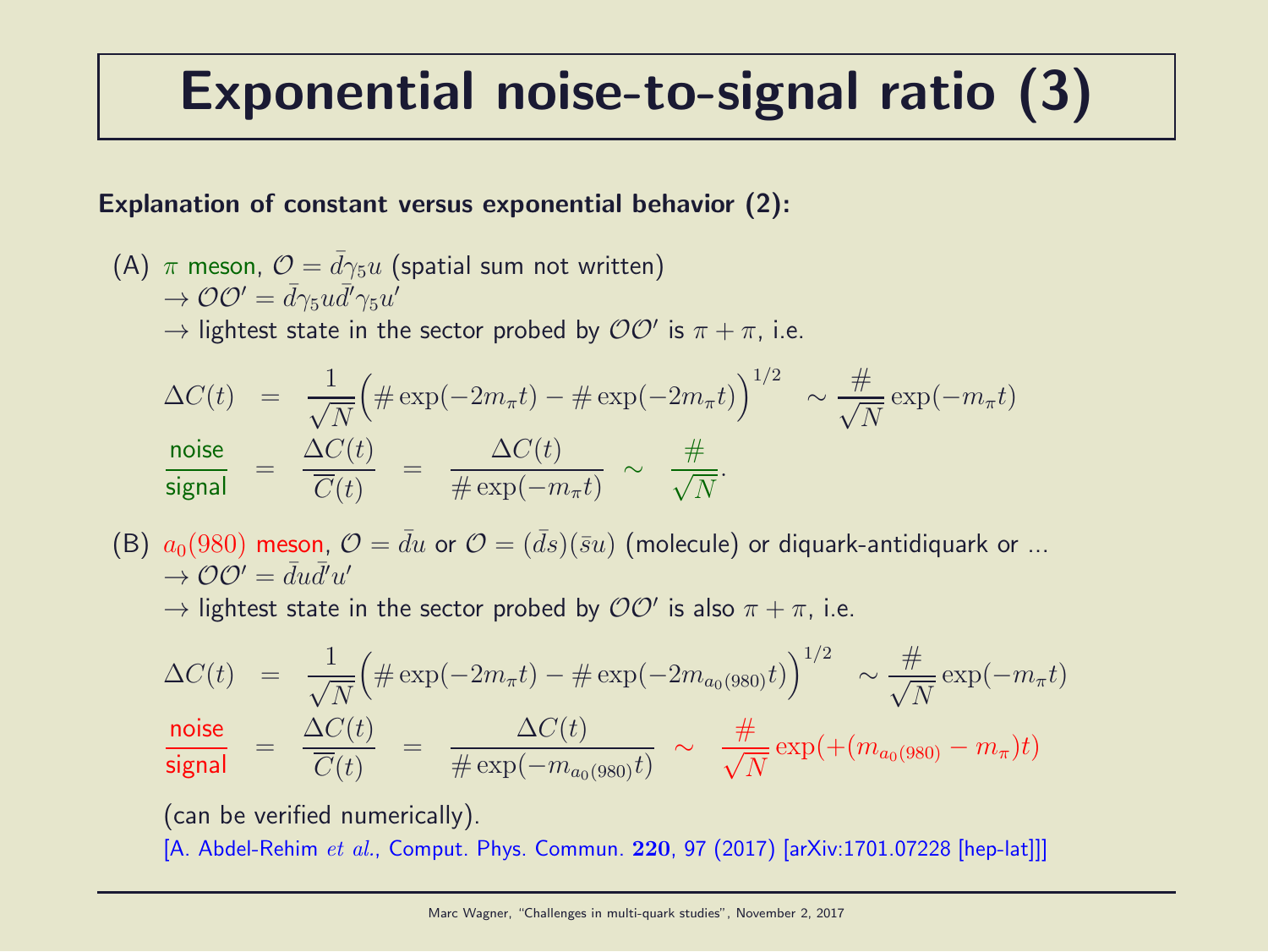# Exponential noise-to-signal ratio (3)

**Explanation of constant versus exponential behavior (2):**

(A) $\pi$ meson, $\mathcal{O} = \bar{d}\gamma_5 u$ (spatial sum not written)
$\rightarrow \mathcal{O}\mathcal{O}' = \bar{d}\gamma_5 u \bar{d}'\gamma_5 u'$
$\rightarrow$ lightest state in the sector probed by $\mathcal{O}\mathcal{O}'$ is $\pi + \pi$, i.e.

$$\Delta C(t) = \frac{1}{\sqrt{N}}\Big(\#\exp(-2m_\pi t) - \#\exp(-2m_\pi t)\Big)^{1/2} \sim \frac{\#}{\sqrt{N}}\exp(-m_\pi t)$$

$$\frac{\text{noise}}{\text{signal}} = \frac{\Delta C(t)}{\overline{C}(t)} = \frac{\Delta C(t)}{\#\exp(-m_\pi t)} \sim \frac{\#}{\sqrt{N}}.$$

(B) $a_0(980)$ meson, $\mathcal{O} = \bar{d}u$ or $\mathcal{O} = (\bar{d}s)(\bar{s}u)$ (molecule) or diquark-antidiquark or ...
$\rightarrow \mathcal{O}\mathcal{O}' = \bar{d}u\bar{d}'u'$
$\rightarrow$ lightest state in the sector probed by $\mathcal{O}\mathcal{O}'$ is also $\pi + \pi$, i.e.

$$\Delta C(t) = \frac{1}{\sqrt{N}}\Big(\#\exp(-2m_\pi t) - \#\exp(-2m_{a_0(980)} t)\Big)^{1/2} \sim \frac{\#}{\sqrt{N}}\exp(-m_\pi t)$$

$$\frac{\text{noise}}{\text{signal}} = \frac{\Delta C(t)}{\overline{C}(t)} = \frac{\Delta C(t)}{\#\exp(-m_{a_0(980)} t)} \sim \frac{\#}{\sqrt{N}}\exp(+(m_{a_0(980)} - m_\pi)t)$$

(can be verified numerically).

[A. Abdel-Rehim *et al.*, Comput. Phys. Commun. **220**, 97 (2017) [arXiv:1701.07228 [hep-lat]]]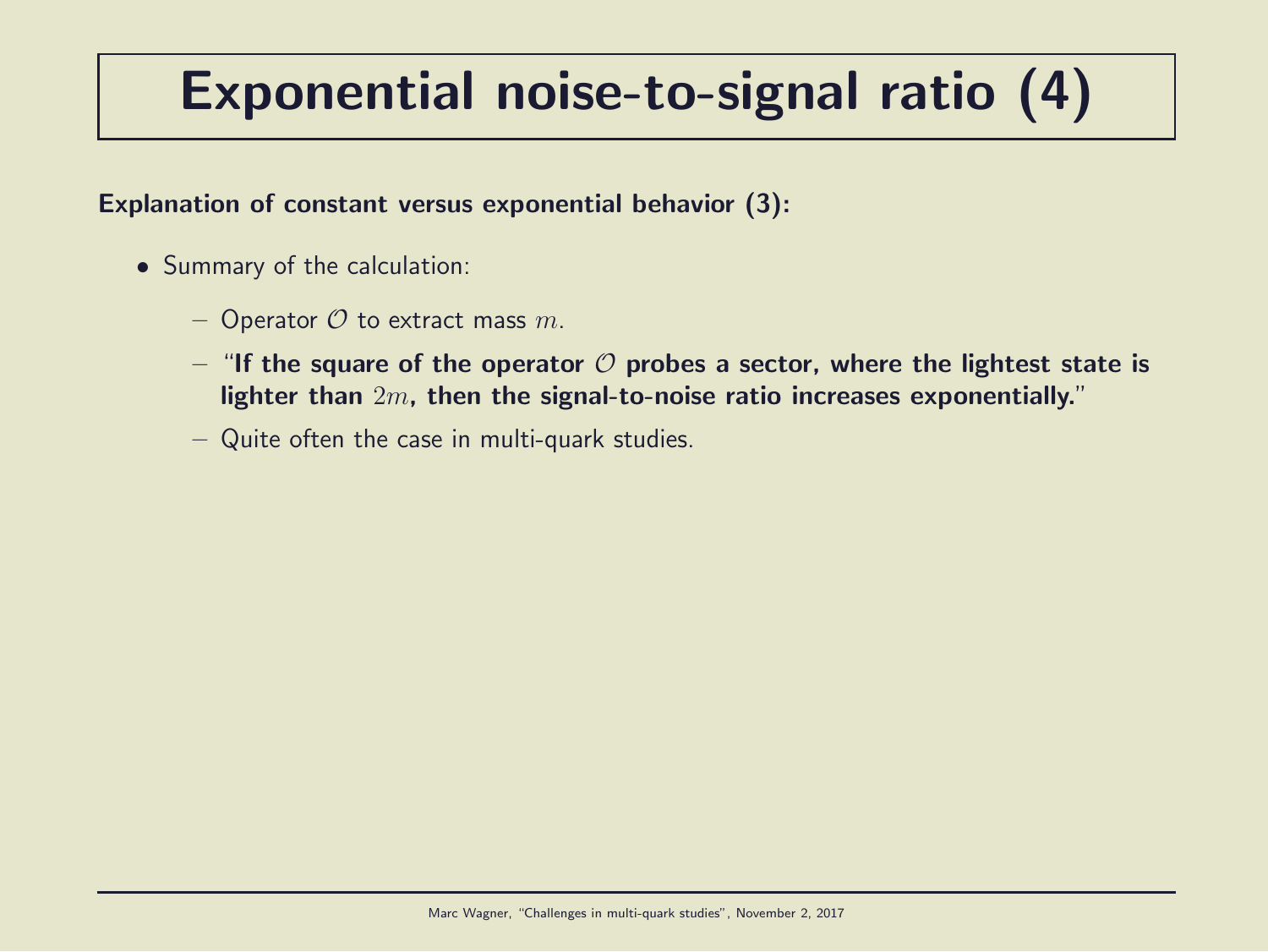# Exponential noise-to-signal ratio (4)

**Explanation of constant versus exponential behavior (3):**

- Summary of the calculation:
  - Operator $\mathcal{O}$ to extract mass $m$.
  - "**If the square of the operator $\mathcal{O}$ probes a sector, where the lightest state is lighter than $2m$, then the signal-to-noise ratio increases exponentially.**"
  - Quite often the case in multi-quark studies.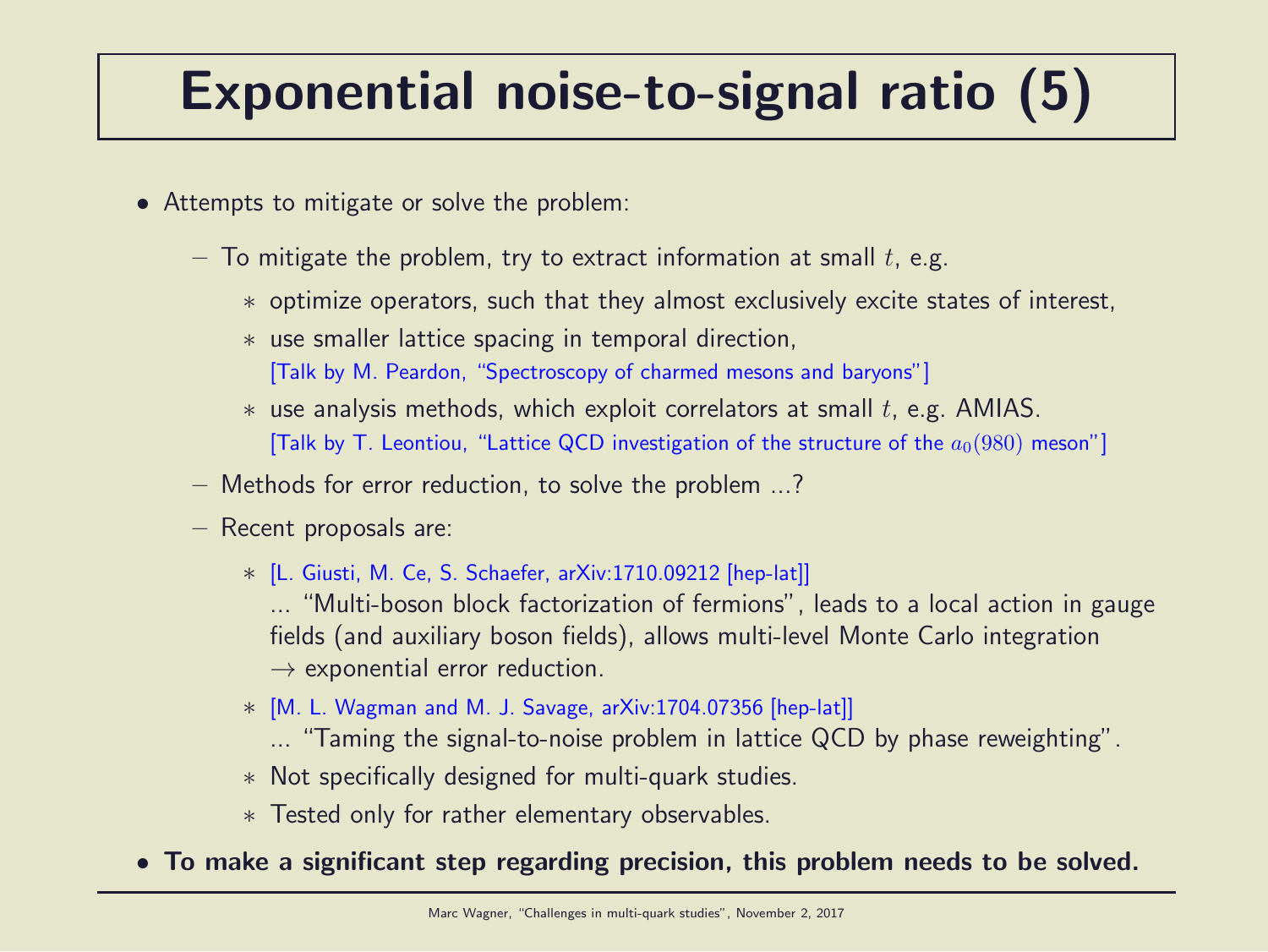# Exponential noise-to-signal ratio (5)

- Attempts to mitigate or solve the problem:
  - To mitigate the problem, try to extract information at small $t$, e.g.
    - optimize operators, such that they almost exclusively excite states of interest,
    - use smaller lattice spacing in temporal direction,
      [Talk by M. Peardon, "Spectroscopy of charmed mesons and baryons"]
    - use analysis methods, which exploit correlators at small $t$, e.g. AMIAS.
      [Talk by T. Leontiou, "Lattice QCD investigation of the structure of the $a_0(980)$ meson"]
  - Methods for error reduction, to solve the problem ...?
  - Recent proposals are:
    - [L. Giusti, M. Ce, S. Schaefer, arXiv:1710.09212 [hep-lat]]
      ... "Multi-boson block factorization of fermions", leads to a local action in gauge fields (and auxiliary boson fields), allows multi-level Monte Carlo integration $\rightarrow$ exponential error reduction.
    - [M. L. Wagman and M. J. Savage, arXiv:1704.07356 [hep-lat]]
      ... "Taming the signal-to-noise problem in lattice QCD by phase reweighting".
    - Not specifically designed for multi-quark studies.
    - Tested only for rather elementary observables.
- **To make a significant step regarding precision, this problem needs to be solved.**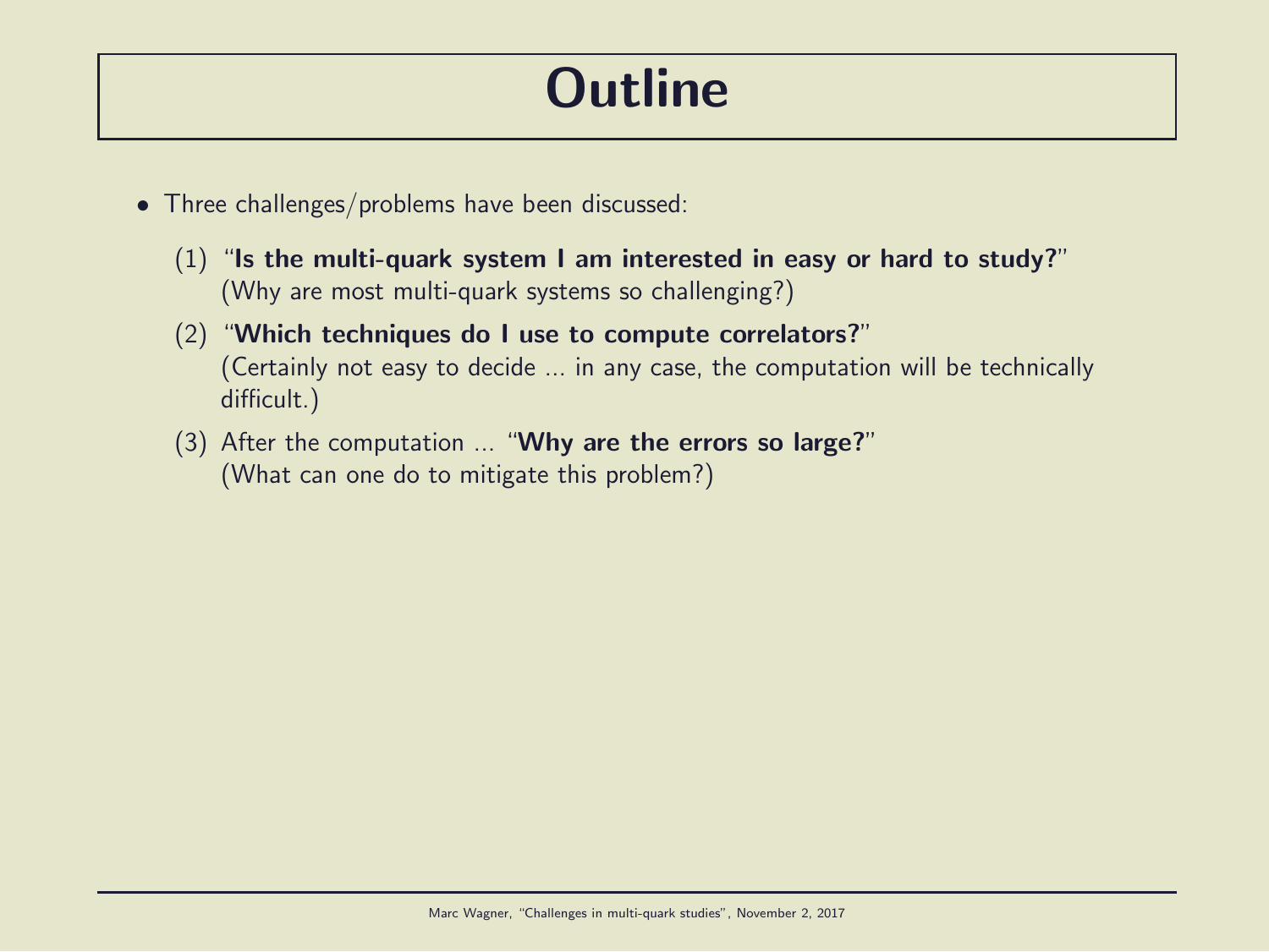# Outline

- Three challenges/problems have been discussed:
  1. "**Is the multi-quark system I am interested in easy or hard to study?**"
     (Why are most multi-quark systems so challenging?)
  2. "**Which techniques do I use to compute correlators?**"
     (Certainly not easy to decide ... in any case, the computation will be technically difficult.)
  3. After the computation ... "**Why are the errors so large?**"
     (What can one do to mitigate this problem?)